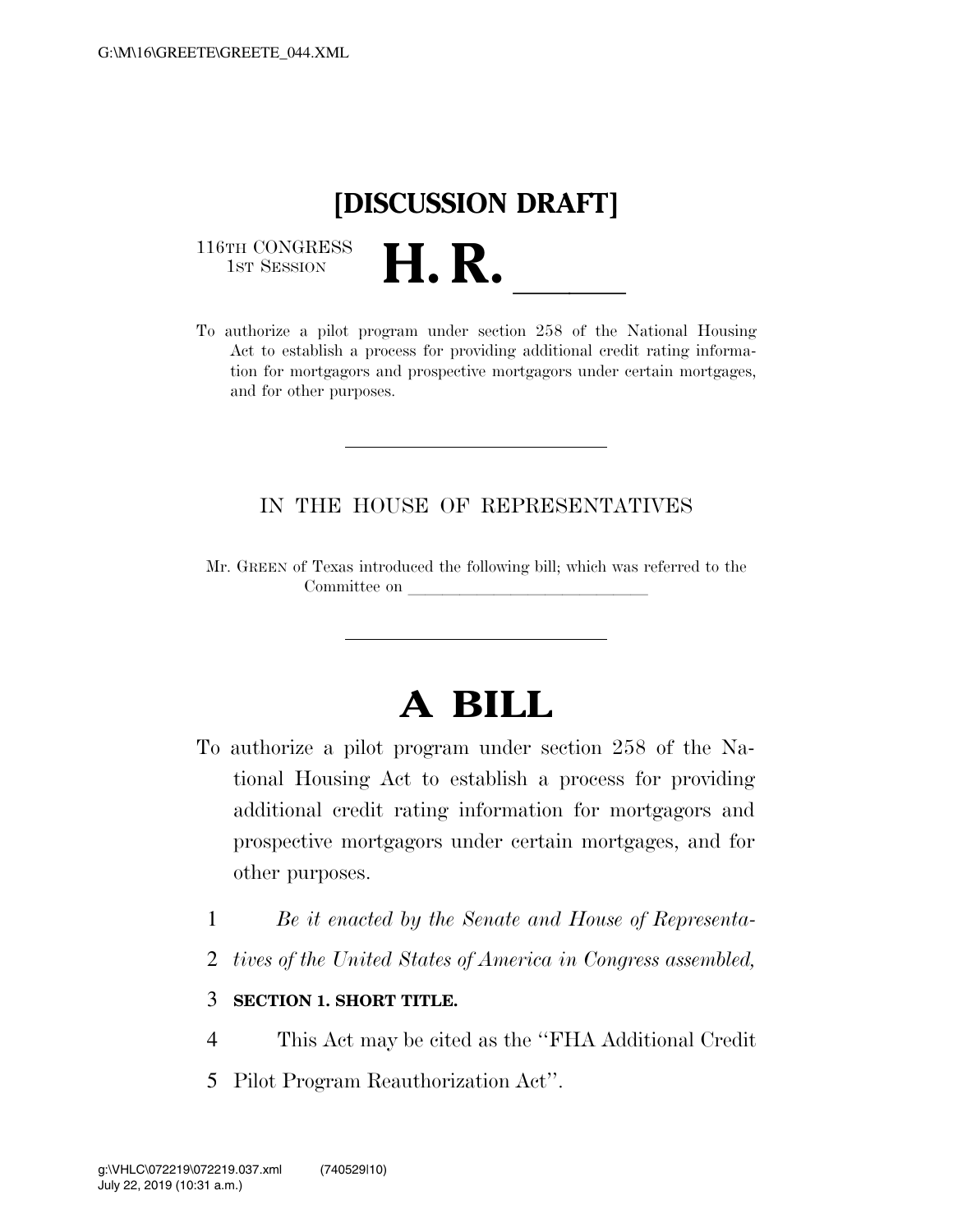# [DISCUSSION DRAFT]

116TH CONGRESS
1ST SESSION

# H. R. \_\_\_\_\_

To authorize a pilot program under section 258 of the National Housing Act to establish a process for providing additional credit rating information for mortgagors and prospective mortgagors under certain mortgages, and for other purposes.

---

IN THE HOUSE OF REPRESENTATIVES

Mr. GREEN of Texas introduced the following bill; which was referred to the Committee on \_\_\_\_\_\_\_\_\_\_\_\_\_\_\_\_\_\_\_\_\_\_\_\_\_\_\_\_\_\_

---

# A BILL

To authorize a pilot program under section 258 of the National Housing Act to establish a process for providing additional credit rating information for mortgagors and prospective mortgagors under certain mortgages, and for other purposes.

1 *Be it enacted by the Senate and House of Representa-*
2 *tives of the United States of America in Congress assembled,*

3 **SECTION 1. SHORT TITLE.**

4 This Act may be cited as the ''FHA Additional Credit
5 Pilot Program Reauthorization Act''.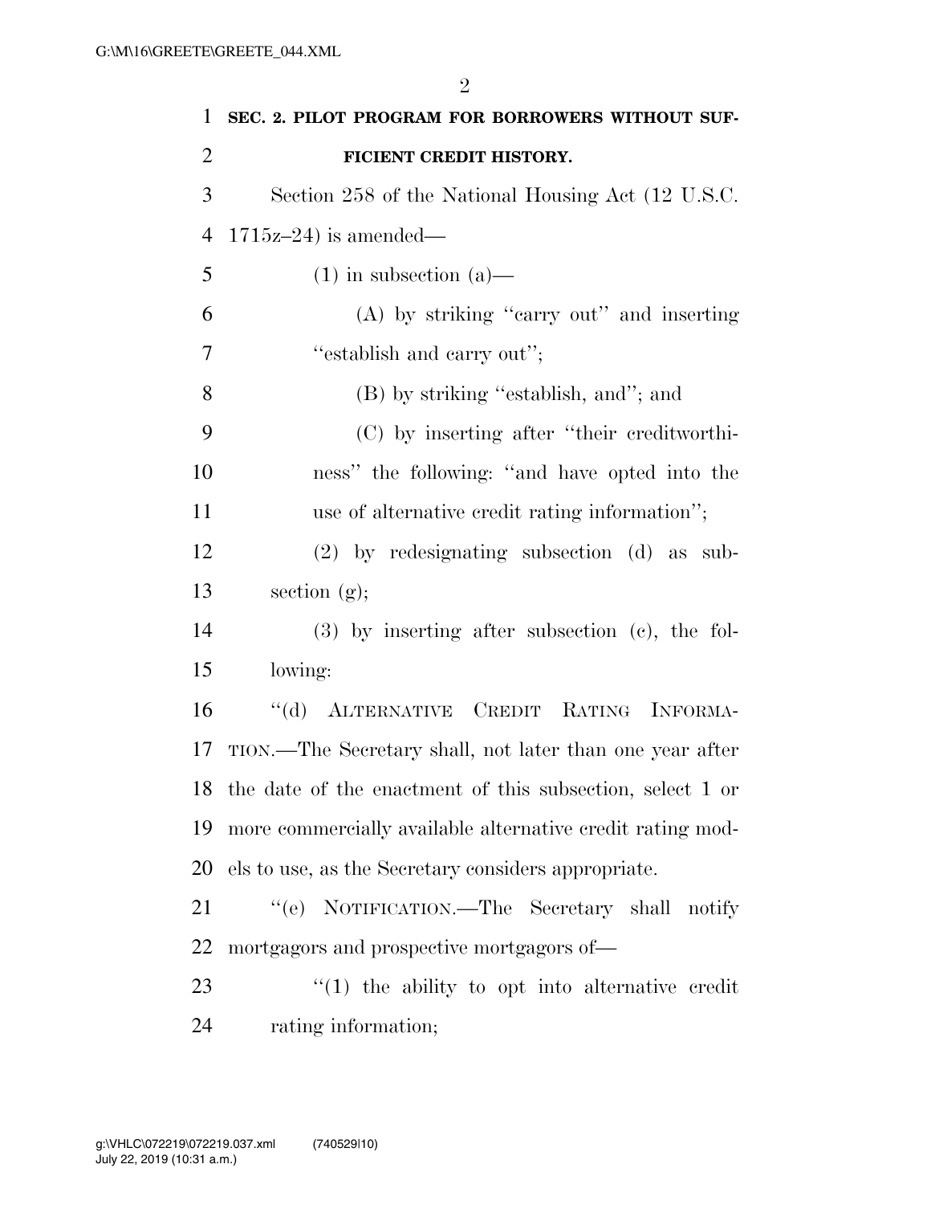**SEC. 2. PILOT PROGRAM FOR BORROWERS WITHOUT SUFFICIENT CREDIT HISTORY.**

Section 258 of the National Housing Act (12 U.S.C. 1715z–24) is amended—

(1) in subsection (a)—

(A) by striking "carry out" and inserting "establish and carry out";

(B) by striking "establish, and"; and

(C) by inserting after "their creditworthiness" the following: "and have opted into the use of alternative credit rating information";

(2) by redesignating subsection (d) as subsection (g);

(3) by inserting after subsection (c), the following:

"(d) ALTERNATIVE CREDIT RATING INFORMATION.—The Secretary shall, not later than one year after the date of the enactment of this subsection, select 1 or more commercially available alternative credit rating models to use, as the Secretary considers appropriate.

"(e) NOTIFICATION.—The Secretary shall notify mortgagors and prospective mortgagors of—

"(1) the ability to opt into alternative credit rating information;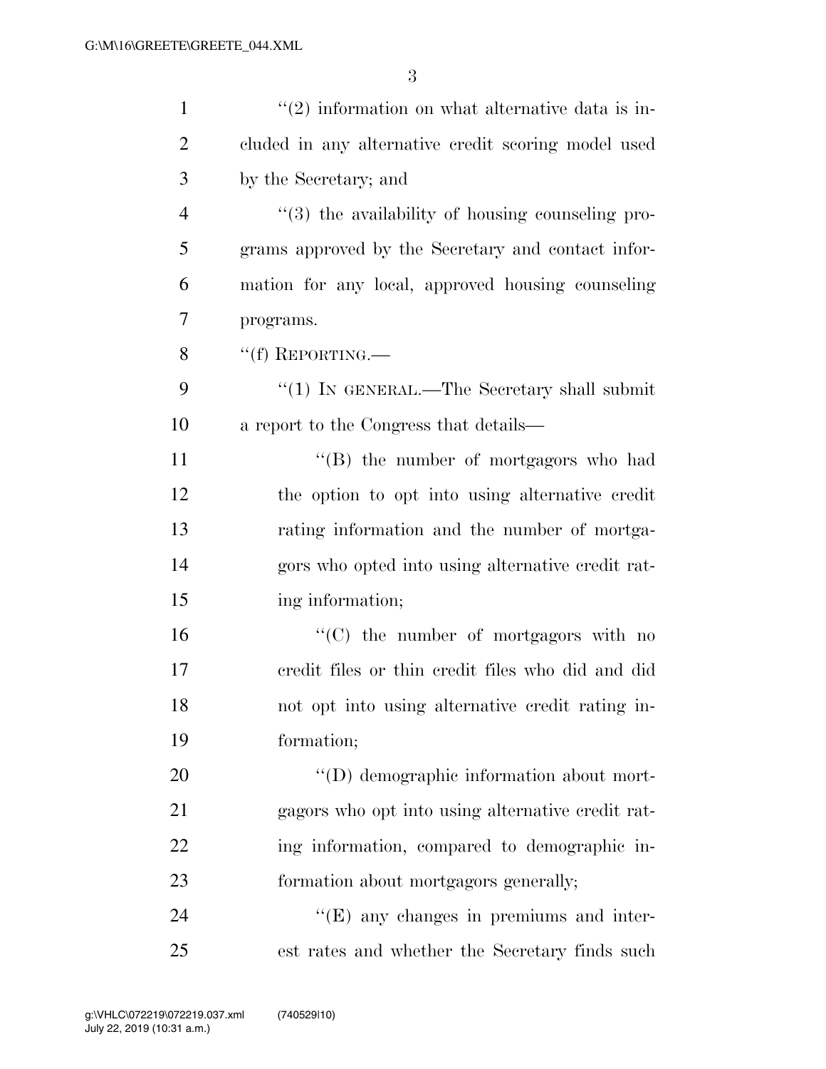''(2) information on what alternative data is included in any alternative credit scoring model used by the Secretary; and

''(3) the availability of housing counseling programs approved by the Secretary and contact information for any local, approved housing counseling programs.

''(f) REPORTING.—

''(1) IN GENERAL.—The Secretary shall submit a report to the Congress that details—

''(B) the number of mortgagors who had the option to opt into using alternative credit rating information and the number of mortgagors who opted into using alternative credit rating information;

''(C) the number of mortgagors with no credit files or thin credit files who did and did not opt into using alternative credit rating information;

''(D) demographic information about mortgagors who opt into using alternative credit rating information, compared to demographic information about mortgagors generally;

''(E) any changes in premiums and interest rates and whether the Secretary finds such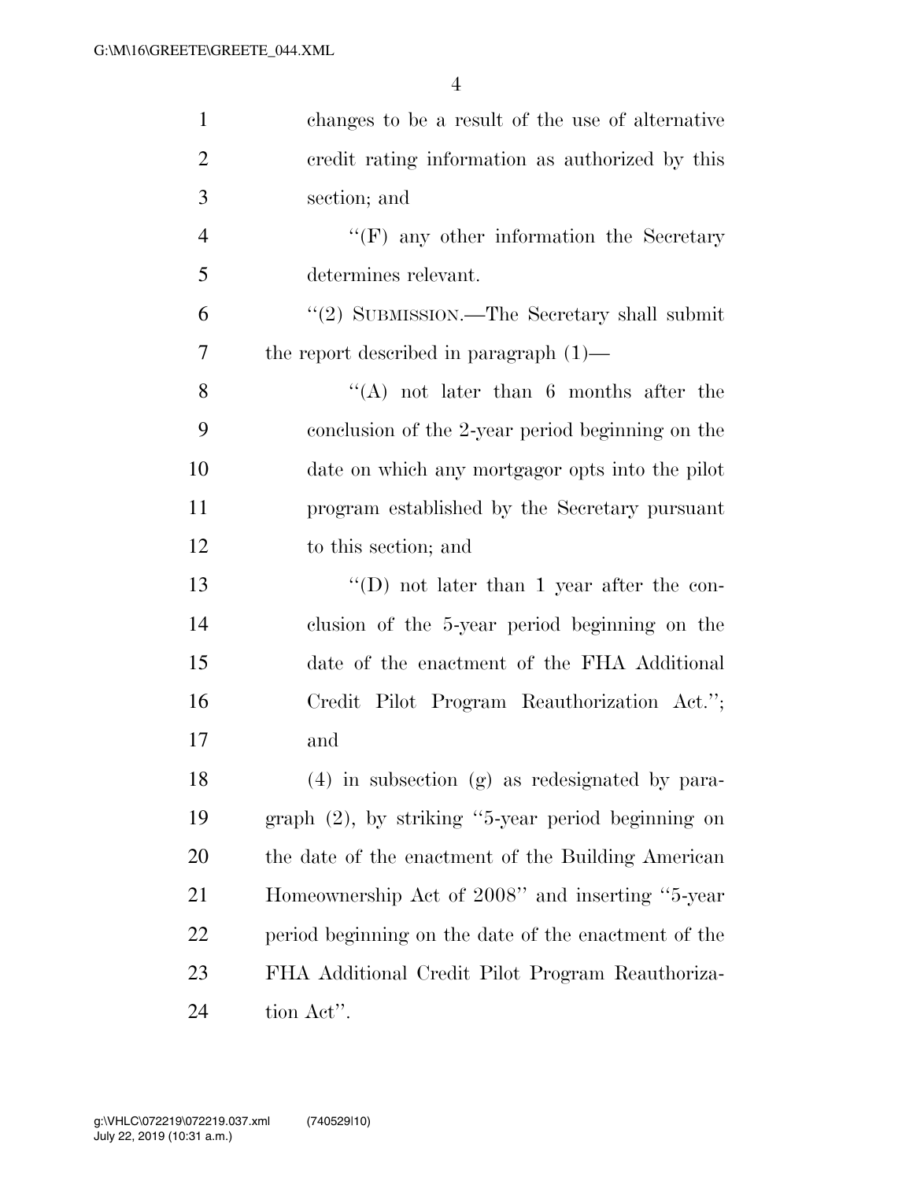changes to be a result of the use of alternative credit rating information as authorized by this section; and

''(F) any other information the Secretary determines relevant.

''(2) SUBMISSION.—The Secretary shall submit the report described in paragraph (1)—

''(A) not later than 6 months after the conclusion of the 2-year period beginning on the date on which any mortgagor opts into the pilot program established by the Secretary pursuant to this section; and

''(D) not later than 1 year after the conclusion of the 5-year period beginning on the date of the enactment of the FHA Additional Credit Pilot Program Reauthorization Act.''; and

(4) in subsection (g) as redesignated by paragraph (2), by striking ''5-year period beginning on the date of the enactment of the Building American Homeownership Act of 2008'' and inserting ''5-year period beginning on the date of the enactment of the FHA Additional Credit Pilot Program Reauthorization Act''.